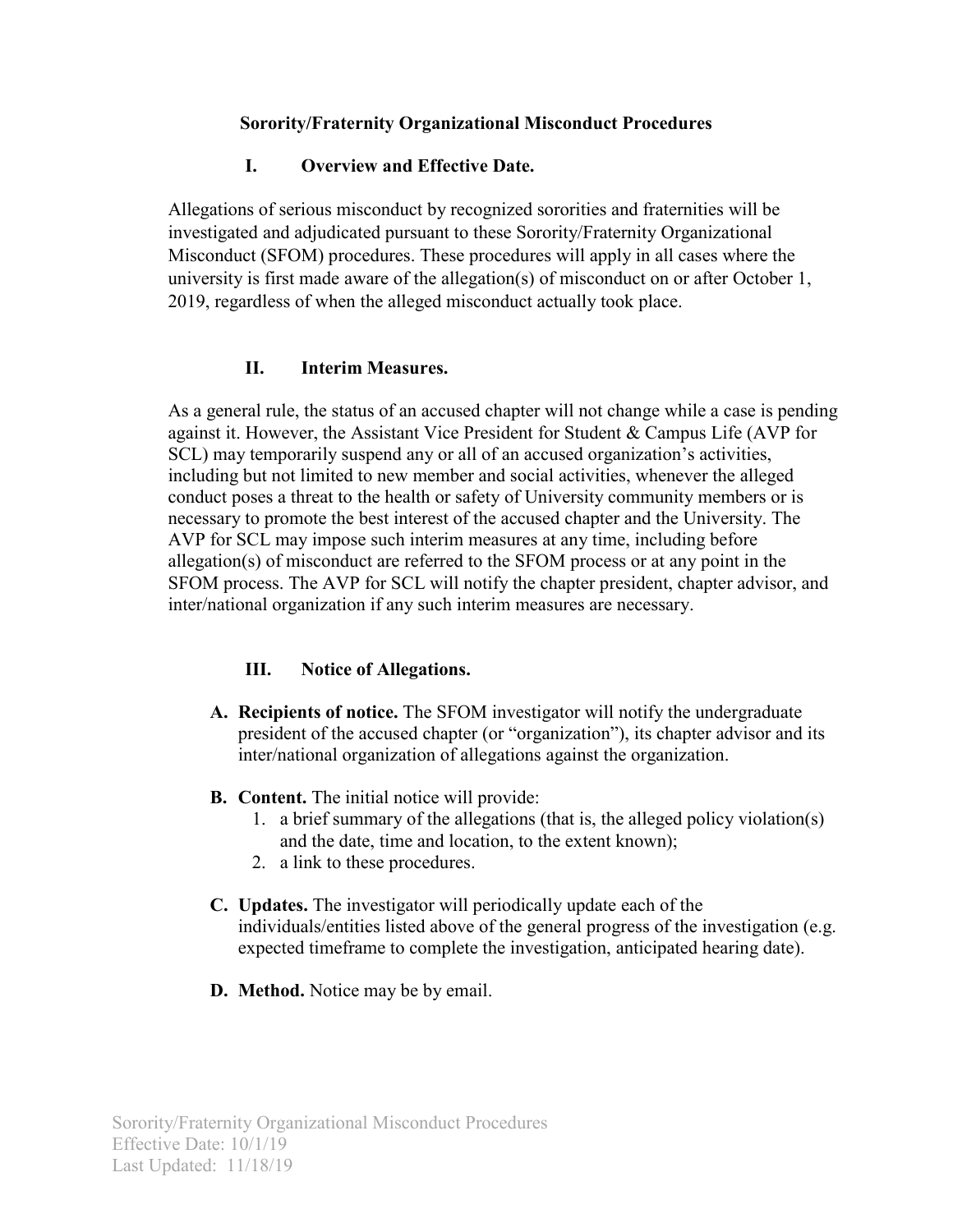# Sorority/Fraternity Organizational Misconduct Procedures

## I. Overview and Effective Date.

Allegations of serious misconduct by recognized sororities and fraternities will be investigated and adjudicated pursuant to these Sorority/Fraternity Organizational Misconduct (SFOM) procedures. These procedures will apply in all cases where the university is first made aware of the allegation(s) of misconduct on or after October 1, 2019, regardless of when the alleged misconduct actually took place.

## II. Interim Measures.

As a general rule, the status of an accused chapter will not change while a case is pending against it. However, the Assistant Vice President for Student & Campus Life (AVP for SCL) may temporarily suspend any or all of an accused organization's activities, including but not limited to new member and social activities, whenever the alleged conduct poses a threat to the health or safety of University community members or is necessary to promote the best interest of the accused chapter and the University. The AVP for SCL may impose such interim measures at any time, including before allegation(s) of misconduct are referred to the SFOM process or at any point in the SFOM process. The AVP for SCL will notify the chapter president, chapter advisor, and inter/national organization if any such interim measures are necessary.

## III. Notice of Allegations.

**A. Recipients of notice.** The SFOM investigator will notify the undergraduate president of the accused chapter (or "organization"), its chapter advisor and its inter/national organization of allegations against the organization.

**B. Content.** The initial notice will provide:

1. a brief summary of the allegations (that is, the alleged policy violation(s) and the date, time and location, to the extent known);
2. a link to these procedures.

**C. Updates.** The investigator will periodically update each of the individuals/entities listed above of the general progress of the investigation (e.g. expected timeframe to complete the investigation, anticipated hearing date).

**D. Method.** Notice may be by email.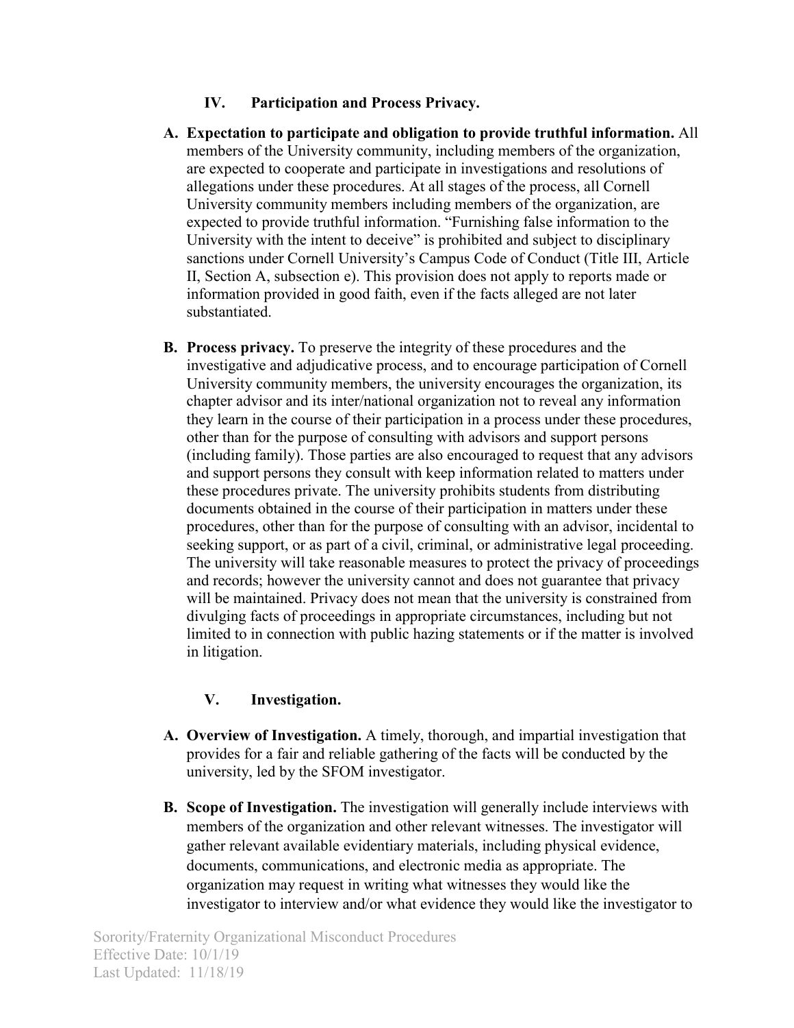## IV. Participation and Process Privacy.

**A. Expectation to participate and obligation to provide truthful information.** All members of the University community, including members of the organization, are expected to cooperate and participate in investigations and resolutions of allegations under these procedures. At all stages of the process, all Cornell University community members including members of the organization, are expected to provide truthful information. "Furnishing false information to the University with the intent to deceive" is prohibited and subject to disciplinary sanctions under Cornell University's Campus Code of Conduct (Title III, Article II, Section A, subsection e). This provision does not apply to reports made or information provided in good faith, even if the facts alleged are not later substantiated.

**B. Process privacy.** To preserve the integrity of these procedures and the investigative and adjudicative process, and to encourage participation of Cornell University community members, the university encourages the organization, its chapter advisor and its inter/national organization not to reveal any information they learn in the course of their participation in a process under these procedures, other than for the purpose of consulting with advisors and support persons (including family). Those parties are also encouraged to request that any advisors and support persons they consult with keep information related to matters under these procedures private. The university prohibits students from distributing documents obtained in the course of their participation in matters under these procedures, other than for the purpose of consulting with an advisor, incidental to seeking support, or as part of a civil, criminal, or administrative legal proceeding. The university will take reasonable measures to protect the privacy of proceedings and records; however the university cannot and does not guarantee that privacy will be maintained. Privacy does not mean that the university is constrained from divulging facts of proceedings in appropriate circumstances, including but not limited to in connection with public hazing statements or if the matter is involved in litigation.

## V. Investigation.

**A. Overview of Investigation.** A timely, thorough, and impartial investigation that provides for a fair and reliable gathering of the facts will be conducted by the university, led by the SFOM investigator.

**B. Scope of Investigation.** The investigation will generally include interviews with members of the organization and other relevant witnesses. The investigator will gather relevant available evidentiary materials, including physical evidence, documents, communications, and electronic media as appropriate. The organization may request in writing what witnesses they would like the investigator to interview and/or what evidence they would like the investigator to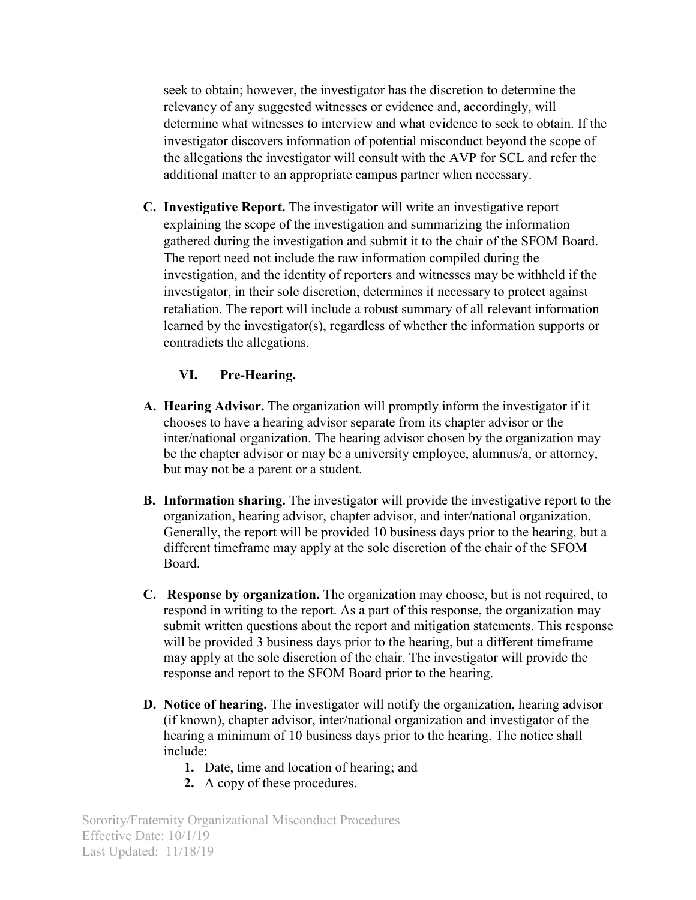seek to obtain; however, the investigator has the discretion to determine the relevancy of any suggested witnesses or evidence and, accordingly, will determine what witnesses to interview and what evidence to seek to obtain. If the investigator discovers information of potential misconduct beyond the scope of the allegations the investigator will consult with the AVP for SCL and refer the additional matter to an appropriate campus partner when necessary.

**C. Investigative Report.** The investigator will write an investigative report explaining the scope of the investigation and summarizing the information gathered during the investigation and submit it to the chair of the SFOM Board. The report need not include the raw information compiled during the investigation, and the identity of reporters and witnesses may be withheld if the investigator, in their sole discretion, determines it necessary to protect against retaliation. The report will include a robust summary of all relevant information learned by the investigator(s), regardless of whether the information supports or contradicts the allegations.

## VI. Pre-Hearing.

**A. Hearing Advisor.** The organization will promptly inform the investigator if it chooses to have a hearing advisor separate from its chapter advisor or the inter/national organization. The hearing advisor chosen by the organization may be the chapter advisor or may be a university employee, alumnus/a, or attorney, but may not be a parent or a student.

**B. Information sharing.** The investigator will provide the investigative report to the organization, hearing advisor, chapter advisor, and inter/national organization. Generally, the report will be provided 10 business days prior to the hearing, but a different timeframe may apply at the sole discretion of the chair of the SFOM Board.

**C. Response by organization.** The organization may choose, but is not required, to respond in writing to the report. As a part of this response, the organization may submit written questions about the report and mitigation statements. This response will be provided 3 business days prior to the hearing, but a different timeframe may apply at the sole discretion of the chair. The investigator will provide the response and report to the SFOM Board prior to the hearing.

**D. Notice of hearing.** The investigator will notify the organization, hearing advisor (if known), chapter advisor, inter/national organization and investigator of the hearing a minimum of 10 business days prior to the hearing. The notice shall include:

1. Date, time and location of hearing; and
2. A copy of these procedures.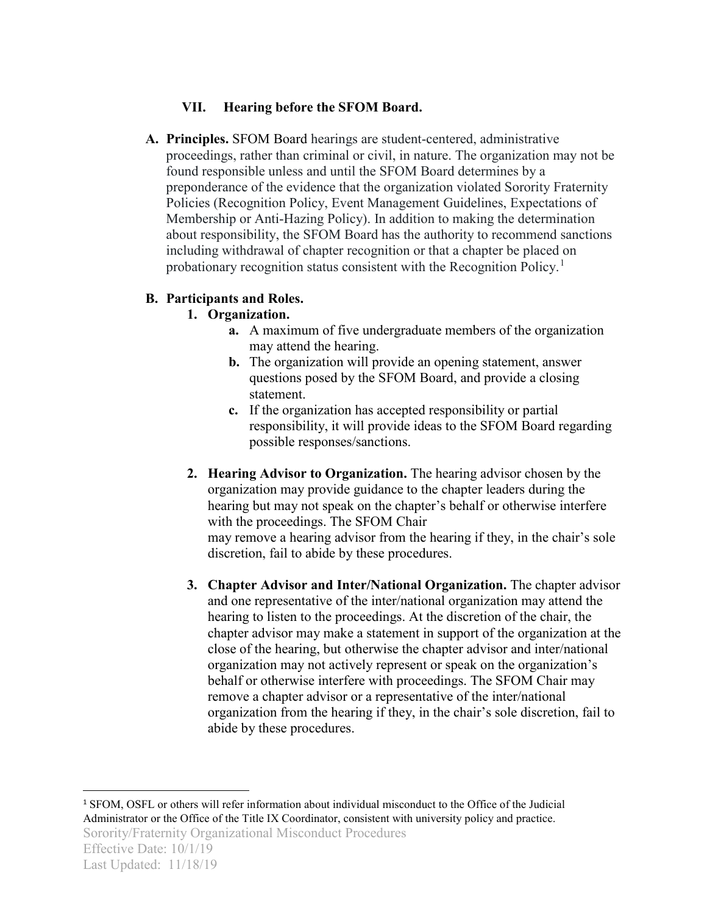## VII. Hearing before the SFOM Board.

**A. Principles.** SFOM Board hearings are student-centered, administrative proceedings, rather than criminal or civil, in nature. The organization may not be found responsible unless and until the SFOM Board determines by a preponderance of the evidence that the organization violated Sorority Fraternity Policies (Recognition Policy, Event Management Guidelines, Expectations of Membership or Anti-Hazing Policy). In addition to making the determination about responsibility, the SFOM Board has the authority to recommend sanctions including withdrawal of chapter recognition or that a chapter be placed on probationary recognition status consistent with the Recognition Policy.[1]

**B. Participants and Roles.**

1. **Organization.**
   - **a.** A maximum of five undergraduate members of the organization may attend the hearing.
   - **b.** The organization will provide an opening statement, answer questions posed by the SFOM Board, and provide a closing statement.
   - **c.** If the organization has accepted responsibility or partial responsibility, it will provide ideas to the SFOM Board regarding possible responses/sanctions.

2. **Hearing Advisor to Organization.** The hearing advisor chosen by the organization may provide guidance to the chapter leaders during the hearing but may not speak on the chapter's behalf or otherwise interfere with the proceedings. The SFOM Chair may remove a hearing advisor from the hearing if they, in the chair's sole discretion, fail to abide by these procedures.

3. **Chapter Advisor and Inter/National Organization.** The chapter advisor and one representative of the inter/national organization may attend the hearing to listen to the proceedings. At the discretion of the chair, the chapter advisor may make a statement in support of the organization at the close of the hearing, but otherwise the chapter advisor and inter/national organization may not actively represent or speak on the organization's behalf or otherwise interfere with proceedings. The SFOM Chair may remove a chapter advisor or a representative of the inter/national organization from the hearing if they, in the chair's sole discretion, fail to abide by these procedures.

---

[1] SFOM, OSFL or others will refer information about individual misconduct to the Office of the Judicial Administrator or the Office of the Title IX Coordinator, consistent with university policy and practice.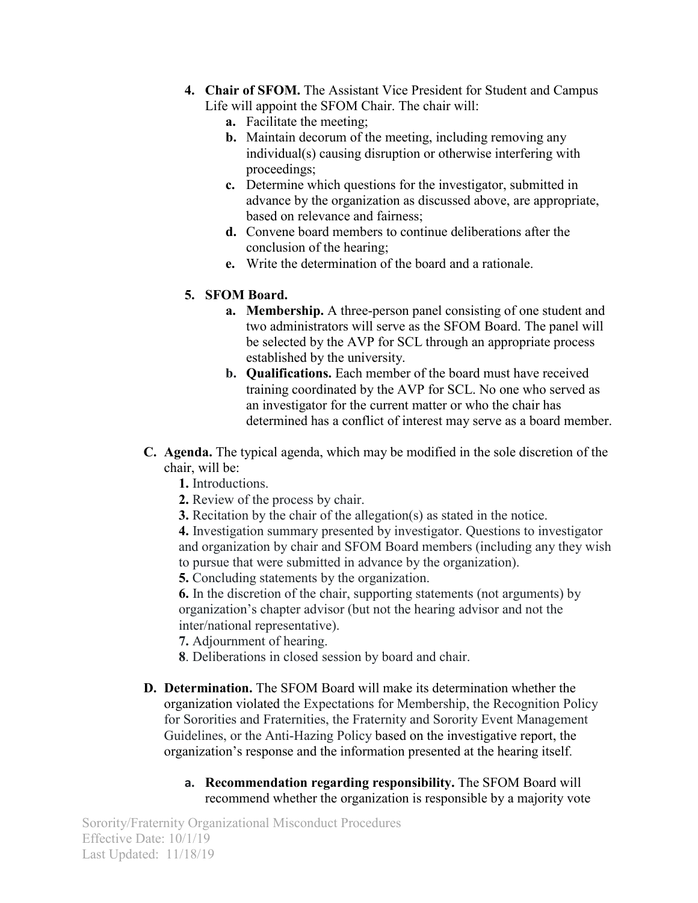4. **Chair of SFOM.** The Assistant Vice President for Student and Campus Life will appoint the SFOM Chair. The chair will:
    - **a.** Facilitate the meeting;
    - **b.** Maintain decorum of the meeting, including removing any individual(s) causing disruption or otherwise interfering with proceedings;
    - **c.** Determine which questions for the investigator, submitted in advance by the organization as discussed above, are appropriate, based on relevance and fairness;
    - **d.** Convene board members to continue deliberations after the conclusion of the hearing;
    - **e.** Write the determination of the board and a rationale.

5. **SFOM Board.**
    - **a. Membership.** A three-person panel consisting of one student and two administrators will serve as the SFOM Board. The panel will be selected by the AVP for SCL through an appropriate process established by the university.
    - **b. Qualifications.** Each member of the board must have received training coordinated by the AVP for SCL. No one who served as an investigator for the current matter or who the chair has determined has a conflict of interest may serve as a board member.

**C. Agenda.** The typical agenda, which may be modified in the sole discretion of the chair, will be:

**1.** Introductions.

**2.** Review of the process by chair.

**3.** Recitation by the chair of the allegation(s) as stated in the notice.

**4.** Investigation summary presented by investigator. Questions to investigator and organization by chair and SFOM Board members (including any they wish to pursue that were submitted in advance by the organization).

**5.** Concluding statements by the organization.

**6.** In the discretion of the chair, supporting statements (not arguments) by organization's chapter advisor (but not the hearing advisor and not the inter/national representative).

**7.** Adjournment of hearing.

**8**. Deliberations in closed session by board and chair.

**D. Determination.** The SFOM Board will make its determination whether the organization violated the Expectations for Membership, the Recognition Policy for Sororities and Fraternities, the Fraternity and Sorority Event Management Guidelines, or the Anti-Hazing Policy based on the investigative report, the organization's response and the information presented at the hearing itself.

- **a. Recommendation regarding responsibility.** The SFOM Board will recommend whether the organization is responsible by a majority vote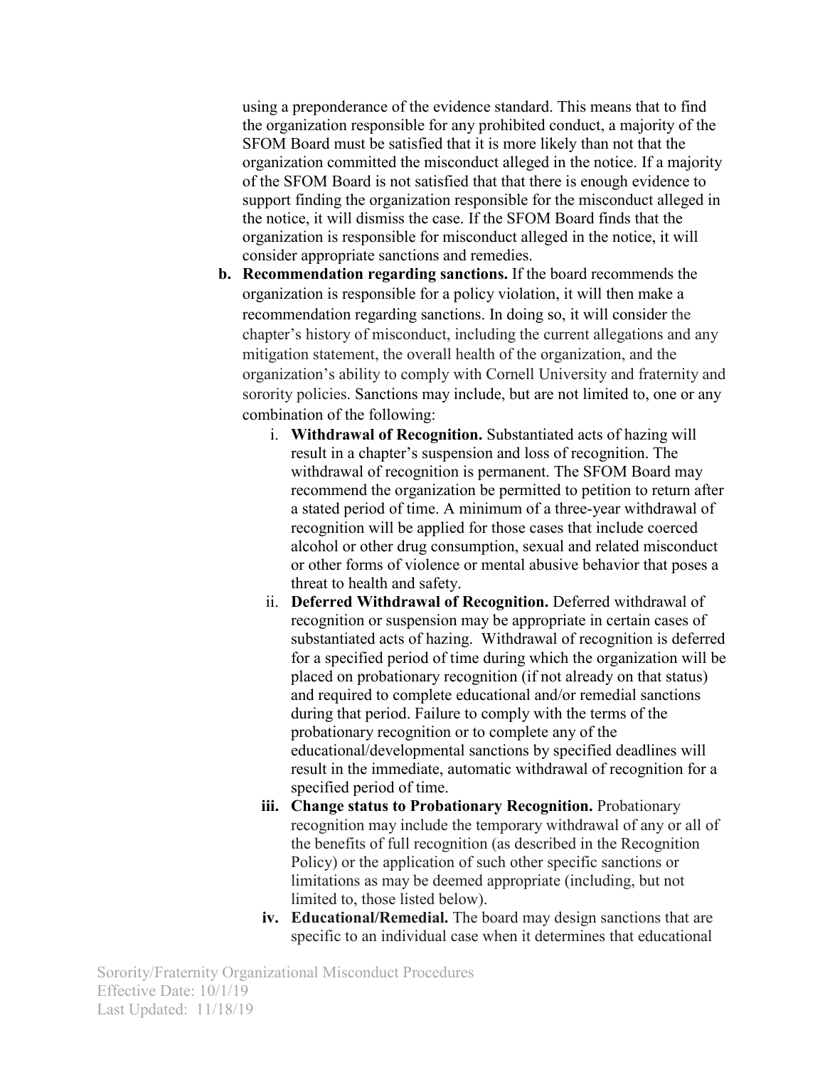using a preponderance of the evidence standard. This means that to find the organization responsible for any prohibited conduct, a majority of the SFOM Board must be satisfied that it is more likely than not that the organization committed the misconduct alleged in the notice. If a majority of the SFOM Board is not satisfied that that there is enough evidence to support finding the organization responsible for the misconduct alleged in the notice, it will dismiss the case. If the SFOM Board finds that the organization is responsible for misconduct alleged in the notice, it will consider appropriate sanctions and remedies.

b. **Recommendation regarding sanctions.** If the board recommends the organization is responsible for a policy violation, it will then make a recommendation regarding sanctions. In doing so, it will consider the chapter's history of misconduct, including the current allegations and any mitigation statement, the overall health of the organization, and the organization's ability to comply with Cornell University and fraternity and sorority policies. Sanctions may include, but are not limited to, one or any combination of the following:

   i. **Withdrawal of Recognition.** Substantiated acts of hazing will result in a chapter's suspension and loss of recognition. The withdrawal of recognition is permanent. The SFOM Board may recommend the organization be permitted to petition to return after a stated period of time. A minimum of a three-year withdrawal of recognition will be applied for those cases that include coerced alcohol or other drug consumption, sexual and related misconduct or other forms of violence or mental abusive behavior that poses a threat to health and safety.

   ii. **Deferred Withdrawal of Recognition.** Deferred withdrawal of recognition or suspension may be appropriate in certain cases of substantiated acts of hazing. Withdrawal of recognition is deferred for a specified period of time during which the organization will be placed on probationary recognition (if not already on that status) and required to complete educational and/or remedial sanctions during that period. Failure to comply with the terms of the probationary recognition or to complete any of the educational/developmental sanctions by specified deadlines will result in the immediate, automatic withdrawal of recognition for a specified period of time.

   iii. **Change status to Probationary Recognition.** Probationary recognition may include the temporary withdrawal of any or all of the benefits of full recognition (as described in the Recognition Policy) or the application of such other specific sanctions or limitations as may be deemed appropriate (including, but not limited to, those listed below).

   iv. **Educational/Remedial.** The board may design sanctions that are specific to an individual case when it determines that educational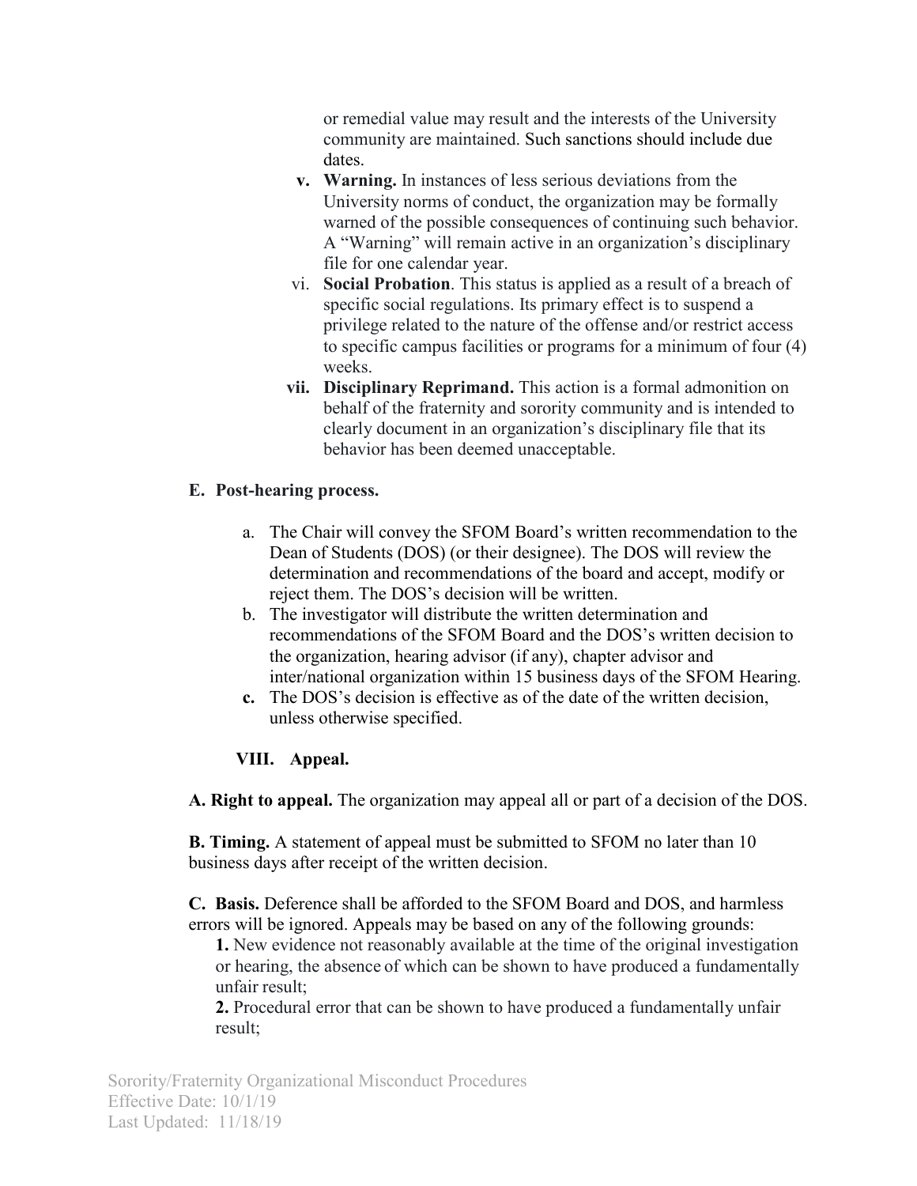or remedial value may result and the interests of the University community are maintained. Such sanctions should include due dates.

- **v. Warning.** In instances of less serious deviations from the University norms of conduct, the organization may be formally warned of the possible consequences of continuing such behavior. A "Warning" will remain active in an organization's disciplinary file for one calendar year.
- vi. **Social Probation**. This status is applied as a result of a breach of specific social regulations. Its primary effect is to suspend a privilege related to the nature of the offense and/or restrict access to specific campus facilities or programs for a minimum of four (4) weeks.
- **vii. Disciplinary Reprimand.** This action is a formal admonition on behalf of the fraternity and sorority community and is intended to clearly document in an organization's disciplinary file that its behavior has been deemed unacceptable.

**E. Post-hearing process.**

- a. The Chair will convey the SFOM Board's written recommendation to the Dean of Students (DOS) (or their designee). The DOS will review the determination and recommendations of the board and accept, modify or reject them. The DOS's decision will be written.
- b. The investigator will distribute the written determination and recommendations of the SFOM Board and the DOS's written decision to the organization, hearing advisor (if any), chapter advisor and inter/national organization within 15 business days of the SFOM Hearing.
- **c.** The DOS's decision is effective as of the date of the written decision, unless otherwise specified.

## VIII. Appeal.

**A. Right to appeal.** The organization may appeal all or part of a decision of the DOS.

**B. Timing.** A statement of appeal must be submitted to SFOM no later than 10 business days after receipt of the written decision.

**C. Basis.** Deference shall be afforded to the SFOM Board and DOS, and harmless errors will be ignored. Appeals may be based on any of the following grounds:

**1.** New evidence not reasonably available at the time of the original investigation or hearing, the absence of which can be shown to have produced a fundamentally unfair result;

**2.** Procedural error that can be shown to have produced a fundamentally unfair result;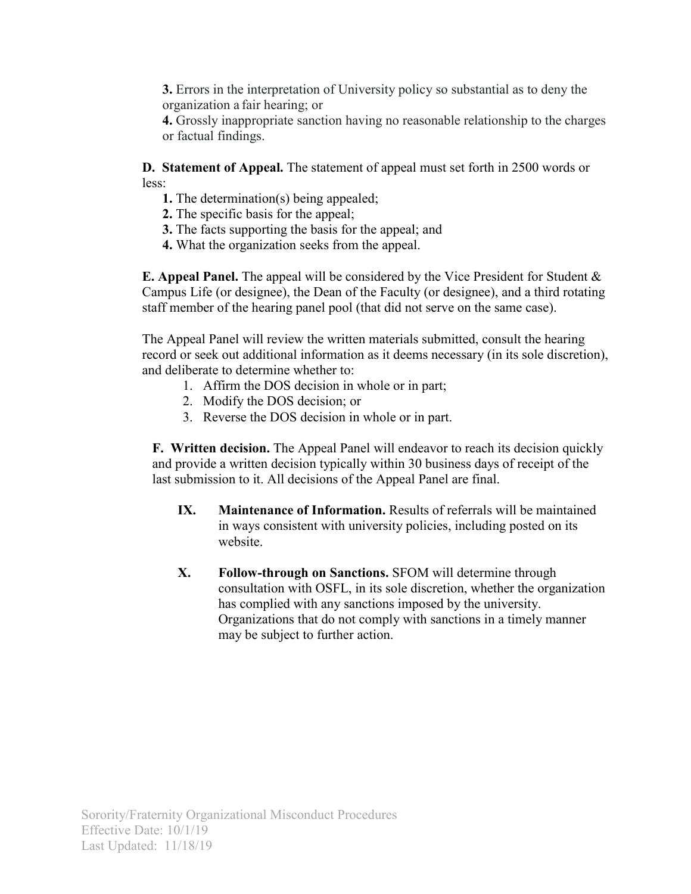**3.** Errors in the interpretation of University policy so substantial as to deny the organization a fair hearing; or

**4.** Grossly inappropriate sanction having no reasonable relationship to the charges or factual findings.

**D. Statement of Appeal.** The statement of appeal must set forth in 2500 words or less:

**1.** The determination(s) being appealed;

**2.** The specific basis for the appeal;

**3.** The facts supporting the basis for the appeal; and

**4.** What the organization seeks from the appeal.

**E. Appeal Panel.** The appeal will be considered by the Vice President for Student & Campus Life (or designee), the Dean of the Faculty (or designee), and a third rotating staff member of the hearing panel pool (that did not serve on the same case).

The Appeal Panel will review the written materials submitted, consult the hearing record or seek out additional information as it deems necessary (in its sole discretion), and deliberate to determine whether to:

1. Affirm the DOS decision in whole or in part;
2. Modify the DOS decision; or
3. Reverse the DOS decision in whole or in part.

**F. Written decision.** The Appeal Panel will endeavor to reach its decision quickly and provide a written decision typically within 30 business days of receipt of the last submission to it. All decisions of the Appeal Panel are final.

**IX. Maintenance of Information.** Results of referrals will be maintained in ways consistent with university policies, including posted on its website.

**X. Follow-through on Sanctions.** SFOM will determine through consultation with OSFL, in its sole discretion, whether the organization has complied with any sanctions imposed by the university. Organizations that do not comply with sanctions in a timely manner may be subject to further action.